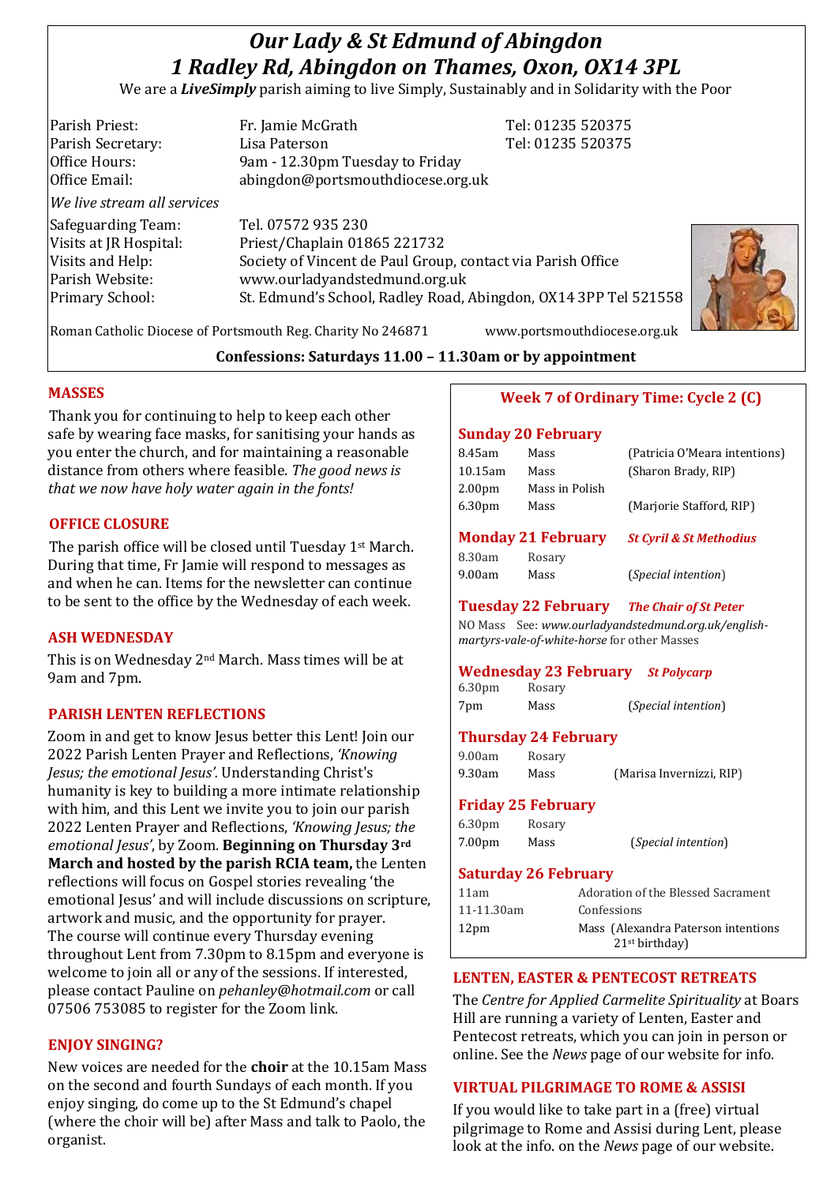# *Our Lady & St Edmund of Abingdon*
# *1 Radley Rd, Abingdon on Thames, Oxon, OX14 3PL*

We are a ***LiveSimply*** parish aiming to live Simply, Sustainably and in Solidarity with the Poor

| | | |
|---|---|---|
| Parish Priest: | Fr. Jamie McGrath | Tel: 01235 520375 |
| Parish Secretary: | Lisa Paterson | Tel: 01235 520375 |
| Office Hours: | 9am - 12.30pm Tuesday to Friday | |
| Office Email: | abingdon@portsmouthdiocese.org.uk | |

*We live stream all services*

| | |
|---|---|
| Safeguarding Team: | Tel. 07572 935 230 |
| Visits at JR Hospital: | Priest/Chaplain 01865 221732 |
| Visits and Help: | Society of Vincent de Paul Group, contact via Parish Office |
| Parish Website: | www.ourladyandstedmund.org.uk |
| Primary School: | St. Edmund's School, Radley Road, Abingdon, OX14 3PP Tel 521558 |

Roman Catholic Diocese of Portsmouth Reg. Charity No 246871 www.portsmouthdiocese.org.uk

**Confessions: Saturdays 11.00 – 11.30am or by appointment**

## MASSES

Thank you for continuing to help to keep each other safe by wearing face masks, for sanitising your hands as you enter the church, and for maintaining a reasonable distance from others where feasible. *The good news is that we now have holy water again in the fonts!*

## OFFICE CLOSURE

The parish office will be closed until Tuesday 1st March. During that time, Fr Jamie will respond to messages as and when he can. Items for the newsletter can continue to be sent to the office by the Wednesday of each week.

## ASH WEDNESDAY

This is on Wednesday 2nd March. Mass times will be at 9am and 7pm.

## PARISH LENTEN REFLECTIONS

Zoom in and get to know Jesus better this Lent! Join our 2022 Parish Lenten Prayer and Reflections, *'Knowing Jesus; the emotional Jesus'.* Understanding Christ's humanity is key to building a more intimate relationship with him, and this Lent we invite you to join our parish 2022 Lenten Prayer and Reflections, *'Knowing Jesus; the emotional Jesus'*, by Zoom. **Beginning on Thursday 3rd March and hosted by the parish RCIA team,** the Lenten reflections will focus on Gospel stories revealing 'the emotional Jesus' and will include discussions on scripture, artwork and music, and the opportunity for prayer. The course will continue every Thursday evening throughout Lent from 7.30pm to 8.15pm and everyone is welcome to join all or any of the sessions. If interested, please contact Pauline on *pehanley@hotmail.com* or call 07506 753085 to register for the Zoom link.

## ENJOY SINGING?

New voices are needed for the **choir** at the 10.15am Mass on the second and fourth Sundays of each month. If you enjoy singing, do come up to the St Edmund's chapel (where the choir will be) after Mass and talk to Paolo, the organist.

## Week 7 of Ordinary Time: Cycle 2 (C)

### Sunday 20 February

| | | |
|---|---|---|
| 8.45am | Mass | (Patricia O'Meara intentions) |
| 10.15am | Mass | (Sharon Brady, RIP) |
| 2.00pm | Mass in Polish | |
| 6.30pm | Mass | (Marjorie Stafford, RIP) |

### Monday 21 February — *St Cyril & St Methodius*

| | | |
|---|---|---|
| 8.30am | Rosary | |
| 9.00am | Mass | (*Special intention*) |

### Tuesday 22 February — *The Chair of St Peter*

NO Mass See: *www.ourladyandstedmund.org.uk/english-martyrs-vale-of-white-horse* for other Masses

### Wednesday 23 February — *St Polycarp*

| | | |
|---|---|---|
| 6.30pm | Rosary | |
| 7pm | Mass | (*Special intention*) |

### Thursday 24 February

| | | |
|---|---|---|
| 9.00am | Rosary | |
| 9.30am | Mass | (Marisa Invernizzi, RIP) |

### Friday 25 February

| | | |
|---|---|---|
| 6.30pm | Rosary | |
| 7.00pm | Mass | (*Special intention*) |

### Saturday 26 February

| | |
|---|---|
| 11am | Adoration of the Blessed Sacrament |
| 11-11.30am | Confessions |
| 12pm | Mass (Alexandra Paterson intentions 21st birthday) |

## LENTEN, EASTER & PENTECOST RETREATS

The *Centre for Applied Carmelite Spirituality* at Boars Hill are running a variety of Lenten, Easter and Pentecost retreats, which you can join in person or online. See the *News* page of our website for info.

## VIRTUAL PILGRIMAGE TO ROME & ASSISI

If you would like to take part in a (free) virtual pilgrimage to Rome and Assisi during Lent, please look at the info. on the *News* page of our website.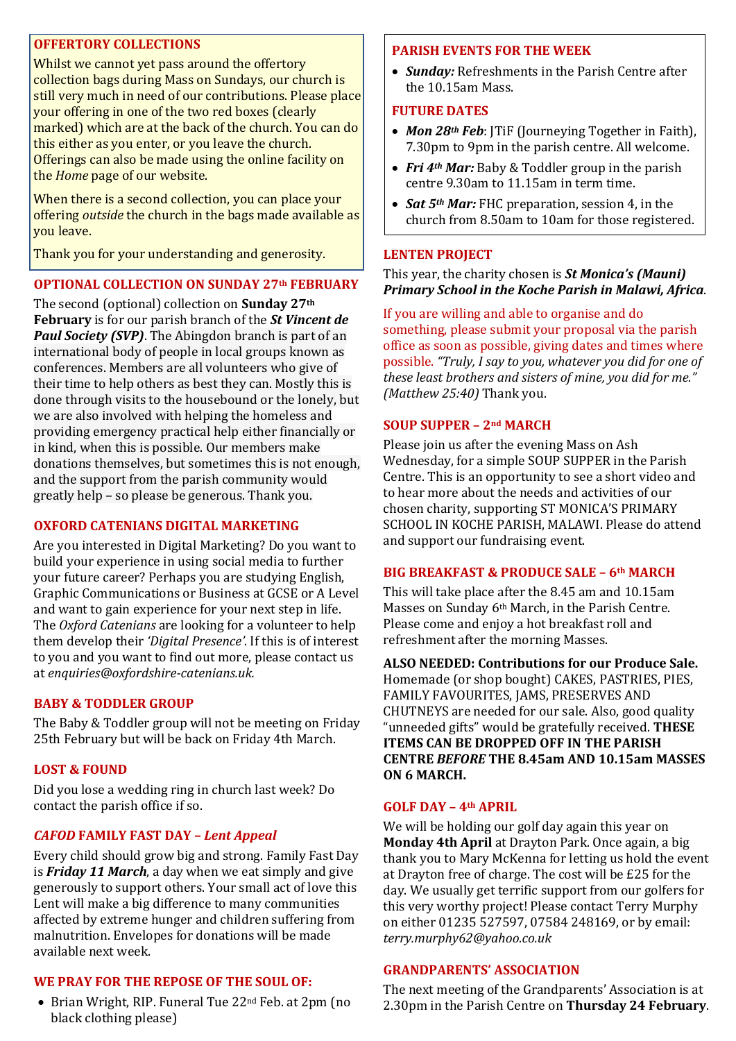## OFFERTORY COLLECTIONS

Whilst we cannot yet pass around the offertory collection bags during Mass on Sundays, our church is still very much in need of our contributions. Please place your offering in one of the two red boxes (clearly marked) which are at the back of the church. You can do this either as you enter, or you leave the church. Offerings can also be made using the online facility on the *Home* page of our website.

When there is a second collection, you can place your offering *outside* the church in the bags made available as you leave.

Thank you for your understanding and generosity.

## OPTIONAL COLLECTION ON SUNDAY 27th FEBRUARY

The second (optional) collection on **Sunday 27th February** is for our parish branch of the ***St Vincent de Paul Society (SVP)***. The Abingdon branch is part of an international body of people in local groups known as conferences. Members are all volunteers who give of their time to help others as best they can. Mostly this is done through visits to the housebound or the lonely, but we are also involved with helping the homeless and providing emergency practical help either financially or in kind, when this is possible. Our members make donations themselves, but sometimes this is not enough, and the support from the parish community would greatly help – so please be generous. Thank you.

## OXFORD CATENIANS DIGITAL MARKETING

Are you interested in Digital Marketing? Do you want to build your experience in using social media to further your future career? Perhaps you are studying English, Graphic Communications or Business at GCSE or A Level and want to gain experience for your next step in life. The *Oxford Catenians* are looking for a volunteer to help them develop their *'Digital Presence'*. If this is of interest to you and you want to find out more, please contact us at *enquiries@oxfordshire-catenians.uk.*

## BABY & TODDLER GROUP

The Baby & Toddler group will not be meeting on Friday 25th February but will be back on Friday 4th March.

## LOST & FOUND

Did you lose a wedding ring in church last week? Do contact the parish office if so.

## *CAFOD* FAMILY FAST DAY – *Lent Appeal*

Every child should grow big and strong. Family Fast Day is ***Friday 11 March***, a day when we eat simply and give generously to support others. Your small act of love this Lent will make a big difference to many communities affected by extreme hunger and children suffering from malnutrition. Envelopes for donations will be made available next week.

## WE PRAY FOR THE REPOSE OF THE SOUL OF:

- Brian Wright, RIP. Funeral Tue 22nd Feb. at 2pm (no black clothing please)

## PARISH EVENTS FOR THE WEEK

- ***Sunday:*** Refreshments in the Parish Centre after the 10.15am Mass.

## FUTURE DATES

- ***Mon 28th Feb***: JTiF (Journeying Together in Faith), 7.30pm to 9pm in the parish centre. All welcome.
- ***Fri 4th Mar:*** Baby & Toddler group in the parish centre 9.30am to 11.15am in term time.
- ***Sat 5th Mar:*** FHC preparation, session 4, in the church from 8.50am to 10am for those registered.

## LENTEN PROJECT

This year, the charity chosen is ***St Monica's (Mauni) Primary School in the Koche Parish in Malawi, Africa***.

If you are willing and able to organise and do something, please submit your proposal via the parish office as soon as possible, giving dates and times where possible. *"Truly, I say to you, whatever you did for one of these least brothers and sisters of mine, you did for me." (Matthew 25:40)* Thank you.

## SOUP SUPPER – 2nd MARCH

Please join us after the evening Mass on Ash Wednesday, for a simple SOUP SUPPER in the Parish Centre. This is an opportunity to see a short video and to hear more about the needs and activities of our chosen charity, supporting ST MONICA'S PRIMARY SCHOOL IN KOCHE PARISH, MALAWI. Please do attend and support our fundraising event.

## BIG BREAKFAST & PRODUCE SALE – 6th MARCH

This will take place after the 8.45 am and 10.15am Masses on Sunday 6th March, in the Parish Centre. Please come and enjoy a hot breakfast roll and refreshment after the morning Masses.

**ALSO NEEDED: Contributions for our Produce Sale.** Homemade (or shop bought) CAKES, PASTRIES, PIES, FAMILY FAVOURITES, JAMS, PRESERVES AND CHUTNEYS are needed for our sale. Also, good quality "unneeded gifts" would be gratefully received. **THESE ITEMS CAN BE DROPPED OFF IN THE PARISH CENTRE *BEFORE* THE 8.45am AND 10.15am MASSES ON 6 MARCH.**

## GOLF DAY – 4th APRIL

We will be holding our golf day again this year on **Monday 4th April** at Drayton Park. Once again, a big thank you to Mary McKenna for letting us hold the event at Drayton free of charge. The cost will be £25 for the day. We usually get terrific support from our golfers for this very worthy project! Please contact Terry Murphy on either 01235 527597, 07584 248169, or by email: *terry.murphy62@yahoo.co.uk*

## GRANDPARENTS' ASSOCIATION

The next meeting of the Grandparents' Association is at 2.30pm in the Parish Centre on **Thursday 24 February**.